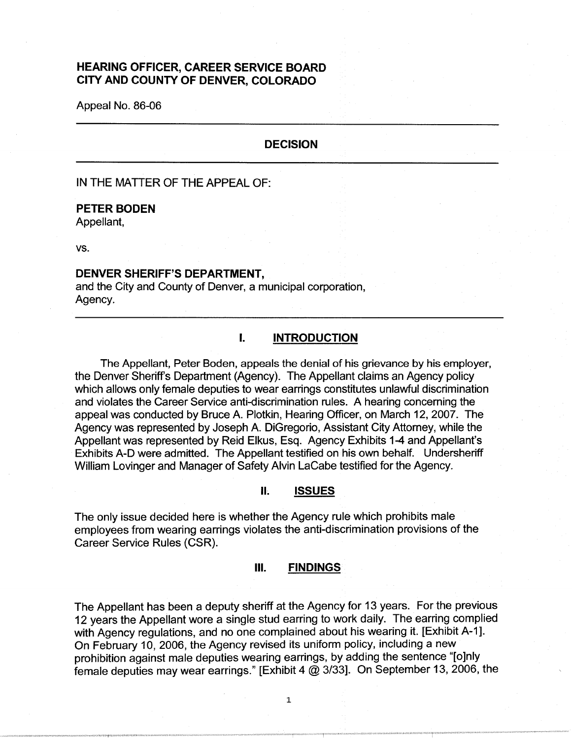# HEARING OFFICER, CAREER SERVICE BOARD
# CITY AND COUNTY OF DENVER, COLORADO

Appeal No. 86-06

---

## DECISION

---

IN THE MATTER OF THE APPEAL OF:

**PETER BODEN**
Appellant,

vs.

**DENVER SHERIFF'S DEPARTMENT,**
and the City and County of Denver, a municipal corporation,
Agency.

---

## I. INTRODUCTION

The Appellant, Peter Boden, appeals the denial of his grievance by his employer, the Denver Sheriff's Department (Agency). The Appellant claims an Agency policy which allows only female deputies to wear earrings constitutes unlawful discrimination and violates the Career Service anti-discrimination rules. A hearing concerning the appeal was conducted by Bruce A. Plotkin, Hearing Officer, on March 12, 2007. The Agency was represented by Joseph A. DiGregorio, Assistant City Attorney, while the Appellant was represented by Reid Elkus, Esq. Agency Exhibits 1-4 and Appellant's Exhibits A-D were admitted. The Appellant testified on his own behalf. Undersheriff William Lovinger and Manager of Safety Alvin LaCabe testified for the Agency.

## II. ISSUES

The only issue decided here is whether the Agency rule which prohibits male employees from wearing earrings violates the anti-discrimination provisions of the Career Service Rules (CSR).

## III. FINDINGS

The Appellant has been a deputy sheriff at the Agency for 13 years. For the previous 12 years the Appellant wore a single stud earring to work daily. The earring complied with Agency regulations, and no one complained about his wearing it. [Exhibit A-1]. On February 10, 2006, the Agency revised its uniform policy, including a new prohibition against male deputies wearing earrings, by adding the sentence "[o]nly female deputies may wear earrings." [Exhibit 4 @ 3/33]. On September 13, 2006, the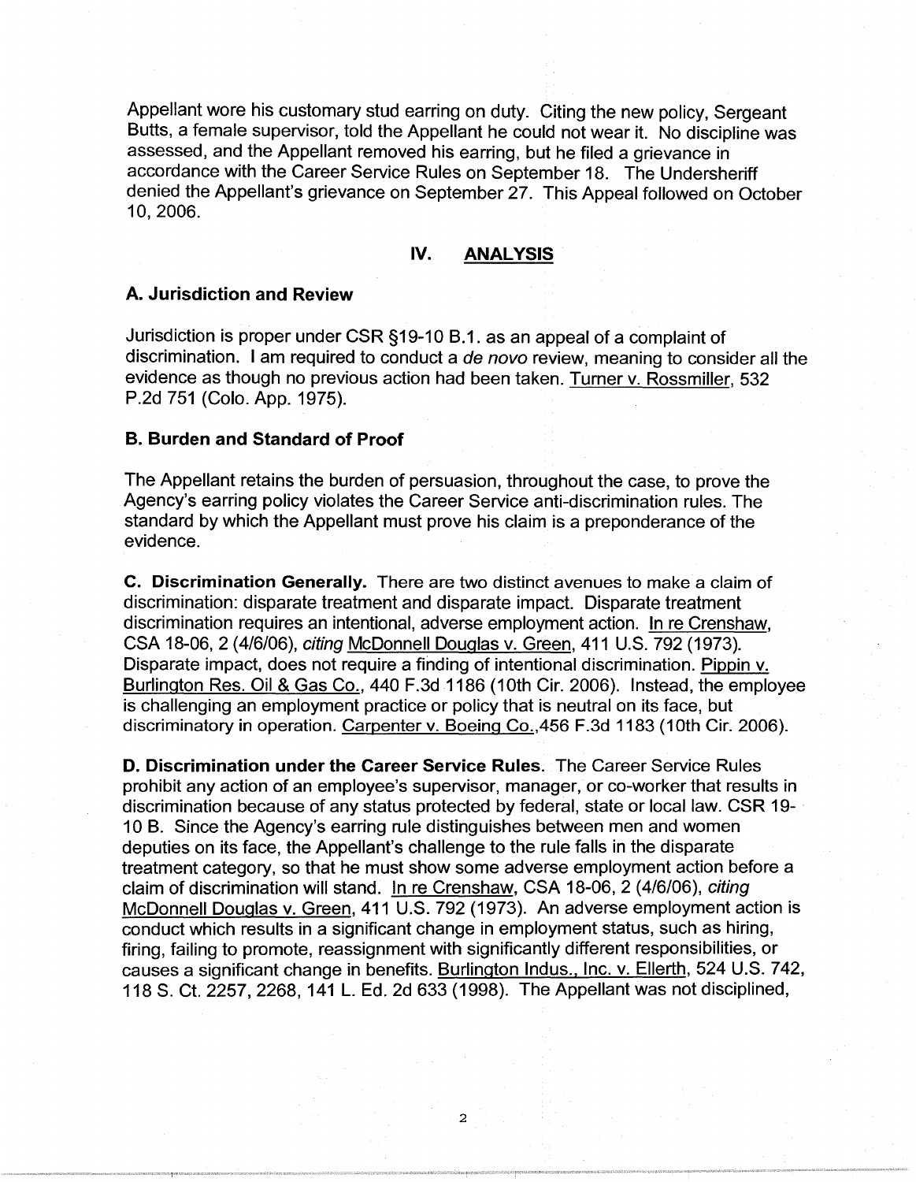Appellant wore his customary stud earring on duty. Citing the new policy, Sergeant Butts, a female supervisor, told the Appellant he could not wear it. No discipline was assessed, and the Appellant removed his earring, but he filed a grievance in accordance with the Career Service Rules on September 18. The Undersheriff denied the Appellant's grievance on September 27. This Appeal followed on October 10, 2006.

## IV. ANALYSIS

### A. Jurisdiction and Review

Jurisdiction is proper under CSR §19-10 B.1. as an appeal of a complaint of discrimination. I am required to conduct a *de novo* review, meaning to consider all the evidence as though no previous action had been taken. Turner v. Rossmiller, 532 P.2d 751 (Colo. App. 1975).

### B. Burden and Standard of Proof

The Appellant retains the burden of persuasion, throughout the case, to prove the Agency's earring policy violates the Career Service anti-discrimination rules. The standard by which the Appellant must prove his claim is a preponderance of the evidence.

**C. Discrimination Generally.** There are two distinct avenues to make a claim of discrimination: disparate treatment and disparate impact. Disparate treatment discrimination requires an intentional, adverse employment action. In re Crenshaw, CSA 18-06, 2 (4/6/06), *citing* McDonnell Douglas v. Green, 411 U.S. 792 (1973). Disparate impact, does not require a finding of intentional discrimination. Pippin v. Burlington Res. Oil & Gas Co., 440 F.3d 1186 (10th Cir. 2006). Instead, the employee is challenging an employment practice or policy that is neutral on its face, but discriminatory in operation. Carpenter v. Boeing Co.,456 F.3d 1183 (10th Cir. 2006).

**D. Discrimination under the Career Service Rules.** The Career Service Rules prohibit any action of an employee's supervisor, manager, or co-worker that results in discrimination because of any status protected by federal, state or local law. CSR 19-10 B. Since the Agency's earring rule distinguishes between men and women deputies on its face, the Appellant's challenge to the rule falls in the disparate treatment category, so that he must show some adverse employment action before a claim of discrimination will stand. In re Crenshaw, CSA 18-06, 2 (4/6/06), *citing* McDonnell Douglas v. Green, 411 U.S. 792 (1973). An adverse employment action is conduct which results in a significant change in employment status, such as hiring, firing, failing to promote, reassignment with significantly different responsibilities, or causes a significant change in benefits. Burlington Indus., Inc. v. Ellerth, 524 U.S. 742, 118 S. Ct. 2257, 2268, 141 L. Ed. 2d 633 (1998). The Appellant was not disciplined,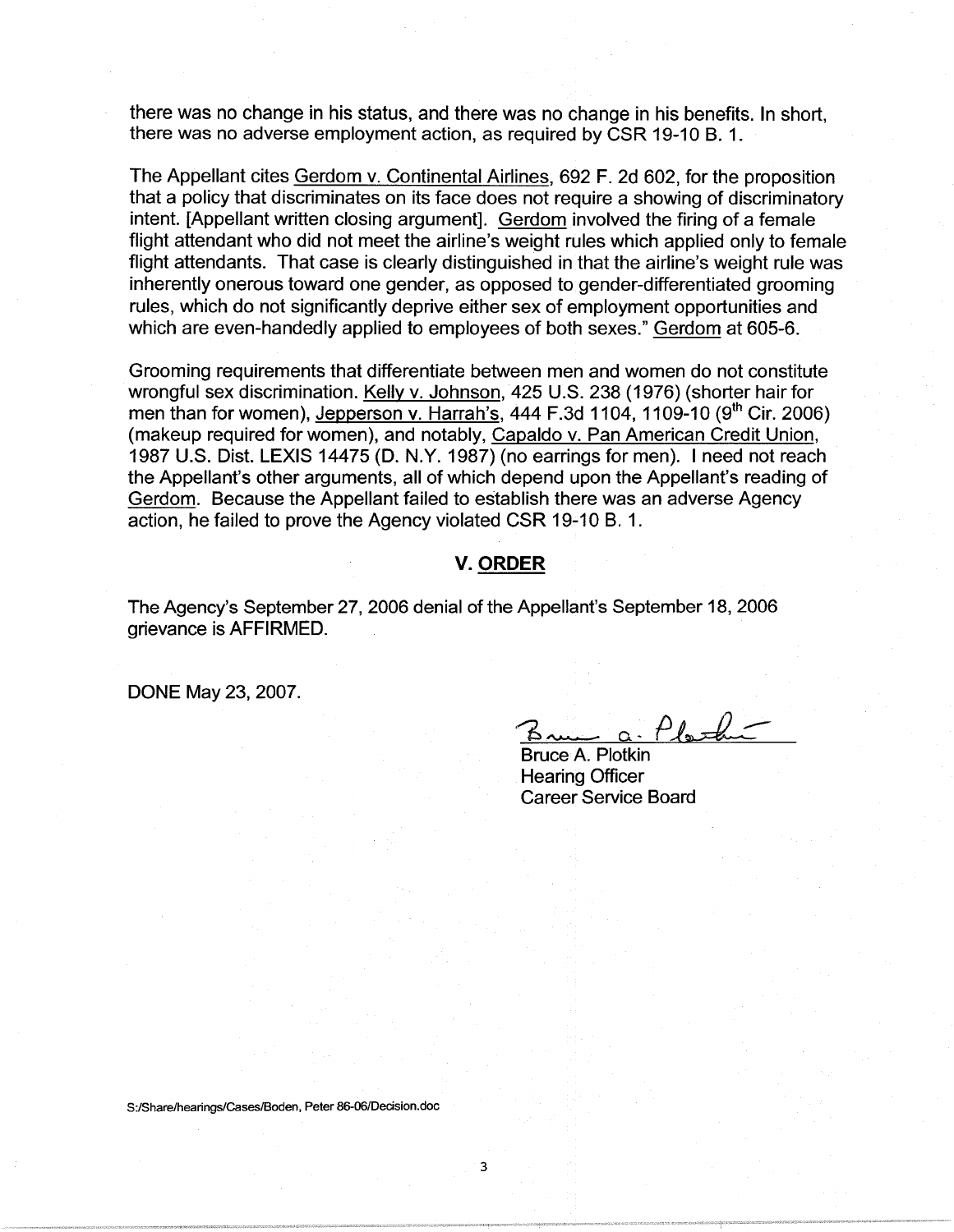there was no change in his status, and there was no change in his benefits. In short, there was no adverse employment action, as required by CSR 19-10 B. 1.

The Appellant cites Gerdom v. Continental Airlines, 692 F. 2d 602, for the proposition that a policy that discriminates on its face does not require a showing of discriminatory intent. [Appellant written closing argument]. Gerdom involved the firing of a female flight attendant who did not meet the airline's weight rules which applied only to female flight attendants. That case is clearly distinguished in that the airline's weight rule was inherently onerous toward one gender, as opposed to gender-differentiated grooming rules, which do not significantly deprive either sex of employment opportunities and which are even-handedly applied to employees of both sexes." Gerdom at 605-6.

Grooming requirements that differentiate between men and women do not constitute wrongful sex discrimination. Kelly v. Johnson, 425 U.S. 238 (1976) (shorter hair for men than for women), Jepperson v. Harrah's, 444 F.3d 1104, 1109-10 (9th Cir. 2006) (makeup required for women), and notably, Capaldo v. Pan American Credit Union, 1987 U.S. Dist. LEXIS 14475 (D. N.Y. 1987) (no earrings for men). I need not reach the Appellant's other arguments, all of which depend upon the Appellant's reading of Gerdom. Because the Appellant failed to establish there was an adverse Agency action, he failed to prove the Agency violated CSR 19-10 B. 1.

## V. ORDER

The Agency's September 27, 2006 denial of the Appellant's September 18, 2006 grievance is AFFIRMED.

DONE May 23, 2007.

Bruce A. Plotkin
Hearing Officer
Career Service Board

S:/Share/hearings/Cases/Boden, Peter 86-06/Decision.doc